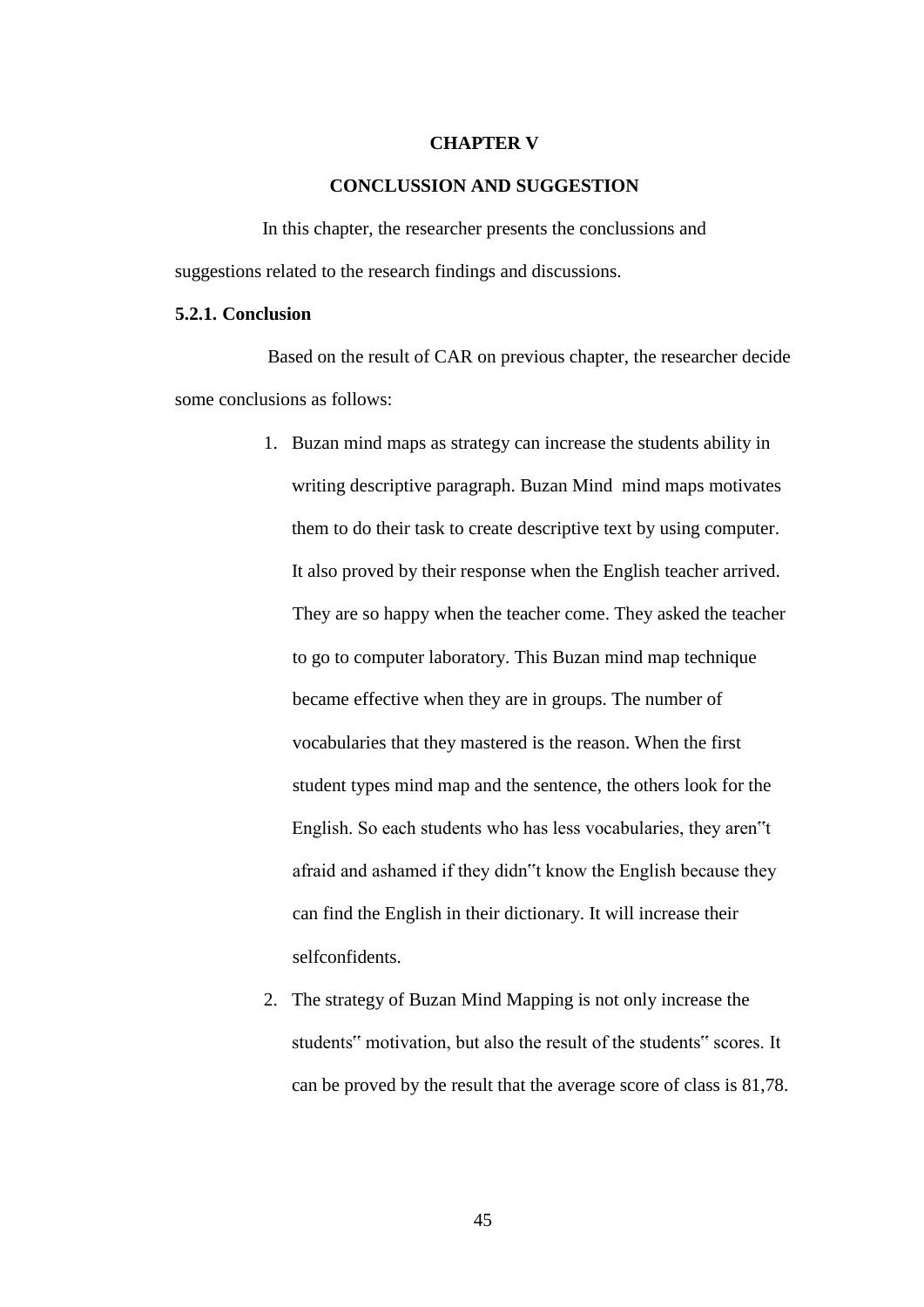# CHAPTER V

## CONCLUSSION AND SUGGESTION

In this chapter, the researcher presents the conclussions and suggestions related to the research findings and discussions.

### 5.2.1. Conclusion

Based on the result of CAR on previous chapter, the researcher decide some conclusions as follows:

1. Buzan mind maps as strategy can increase the students ability in writing descriptive paragraph. Buzan Mind mind maps motivates them to do their task to create descriptive text by using computer. It also proved by their response when the English teacher arrived. They are so happy when the teacher come. They asked the teacher to go to computer laboratory. This Buzan mind map technique became effective when they are in groups. The number of vocabularies that they mastered is the reason. When the first student types mind map and the sentence, the others look for the English. So each students who has less vocabularies, they aren"t afraid and ashamed if they didn"t know the English because they can find the English in their dictionary. It will increase their selfconfidents.
2. The strategy of Buzan Mind Mapping is not only increase the students" motivation, but also the result of the students" scores. It can be proved by the result that the average score of class is 81,78.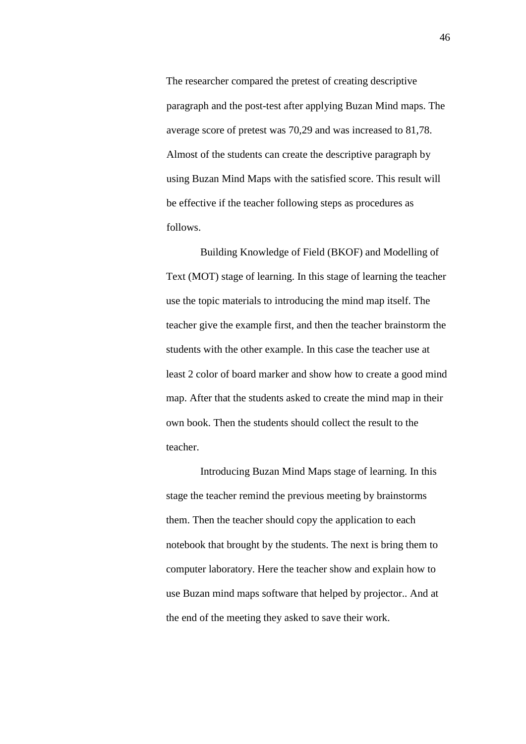The researcher compared the pretest of creating descriptive paragraph and the post-test after applying Buzan Mind maps. The average score of pretest was 70,29 and was increased to 81,78. Almost of the students can create the descriptive paragraph by using Buzan Mind Maps with the satisfied score. This result will be effective if the teacher following steps as procedures as follows.

Building Knowledge of Field (BKOF) and Modelling of Text (MOT) stage of learning. In this stage of learning the teacher use the topic materials to introducing the mind map itself. The teacher give the example first, and then the teacher brainstorm the students with the other example. In this case the teacher use at least 2 color of board marker and show how to create a good mind map. After that the students asked to create the mind map in their own book. Then the students should collect the result to the teacher.

Introducing Buzan Mind Maps stage of learning. In this stage the teacher remind the previous meeting by brainstorms them. Then the teacher should copy the application to each notebook that brought by the students. The next is bring them to computer laboratory. Here the teacher show and explain how to use Buzan mind maps software that helped by projector.. And at the end of the meeting they asked to save their work.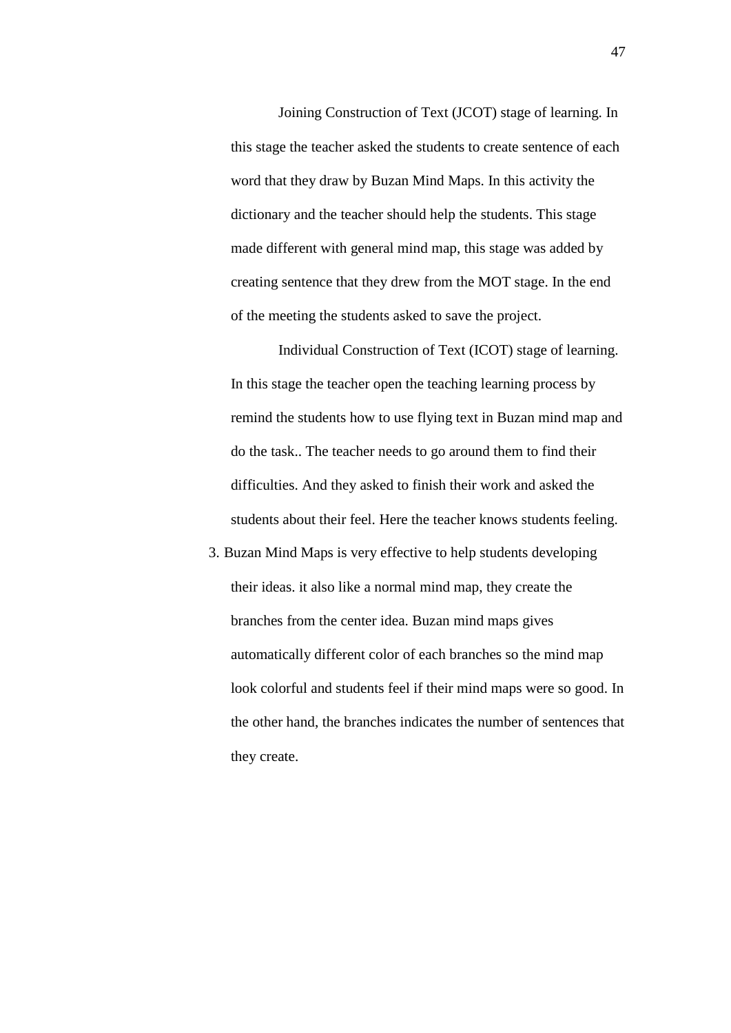Joining Construction of Text (JCOT) stage of learning. In this stage the teacher asked the students to create sentence of each word that they draw by Buzan Mind Maps. In this activity the dictionary and the teacher should help the students. This stage made different with general mind map, this stage was added by creating sentence that they drew from the MOT stage. In the end of the meeting the students asked to save the project.

Individual Construction of Text (ICOT) stage of learning. In this stage the teacher open the teaching learning process by remind the students how to use flying text in Buzan mind map and do the task.. The teacher needs to go around them to find their difficulties. And they asked to finish their work and asked the students about their feel. Here the teacher knows students feeling.

3. Buzan Mind Maps is very effective to help students developing their ideas. it also like a normal mind map, they create the branches from the center idea. Buzan mind maps gives automatically different color of each branches so the mind map look colorful and students feel if their mind maps were so good. In the other hand, the branches indicates the number of sentences that they create.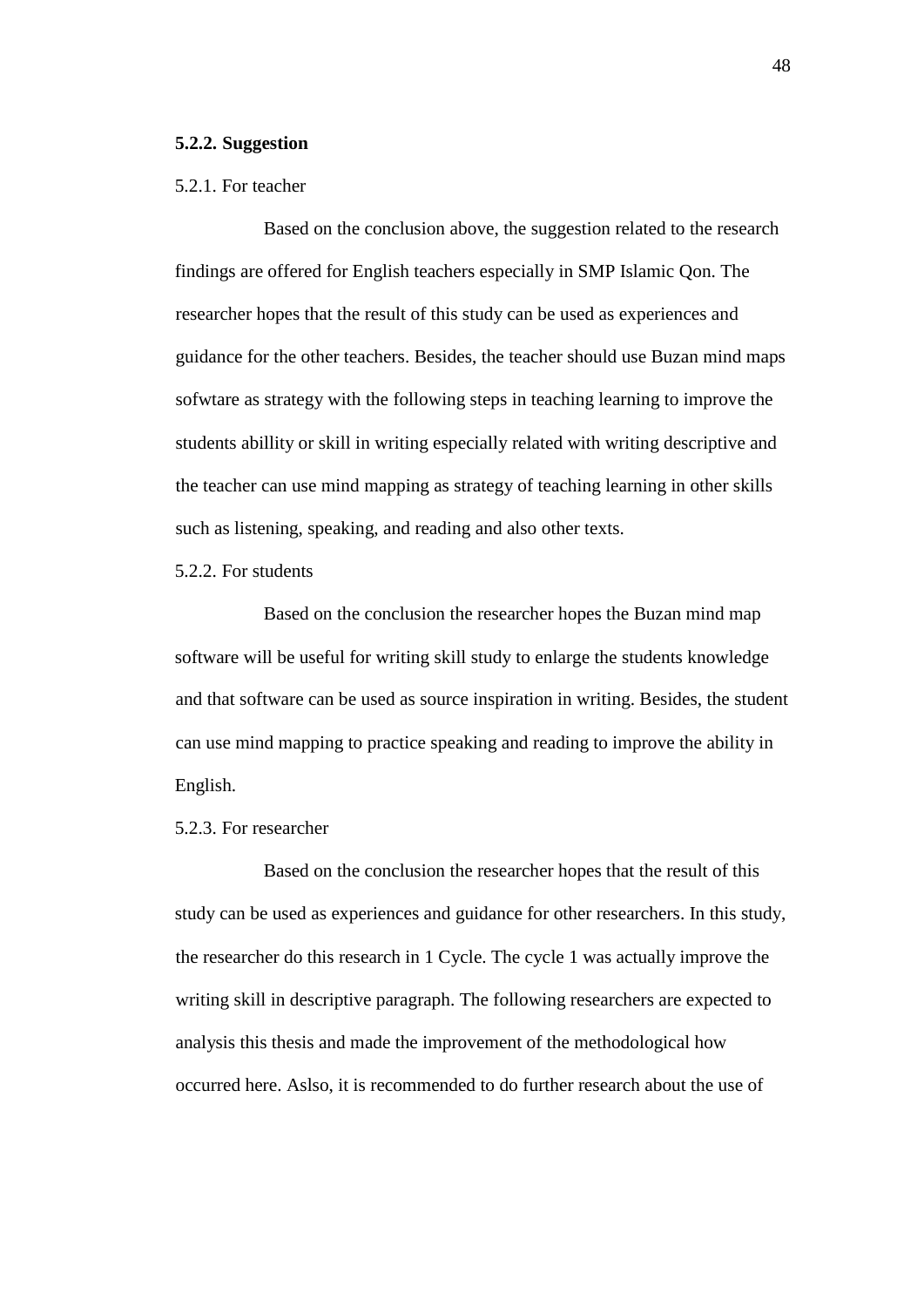### 5.2.2. Suggestion

5.2.1. For teacher

Based on the conclusion above, the suggestion related to the research findings are offered for English teachers especially in SMP Islamic Qon. The researcher hopes that the result of this study can be used as experiences and guidance for the other teachers. Besides, the teacher should use Buzan mind maps sofwtare as strategy with the following steps in teaching learning to improve the students abillity or skill in writing especially related with writing descriptive and the teacher can use mind mapping as strategy of teaching learning in other skills such as listening, speaking, and reading and also other texts.

5.2.2. For students

Based on the conclusion the researcher hopes the Buzan mind map software will be useful for writing skill study to enlarge the students knowledge and that software can be used as source inspiration in writing. Besides, the student can use mind mapping to practice speaking and reading to improve the ability in English.

5.2.3. For researcher

Based on the conclusion the researcher hopes that the result of this study can be used as experiences and guidance for other researchers. In this study, the researcher do this research in 1 Cycle. The cycle 1 was actually improve the writing skill in descriptive paragraph. The following researchers are expected to analysis this thesis and made the improvement of the methodological how occurred here. Aslso, it is recommended to do further research about the use of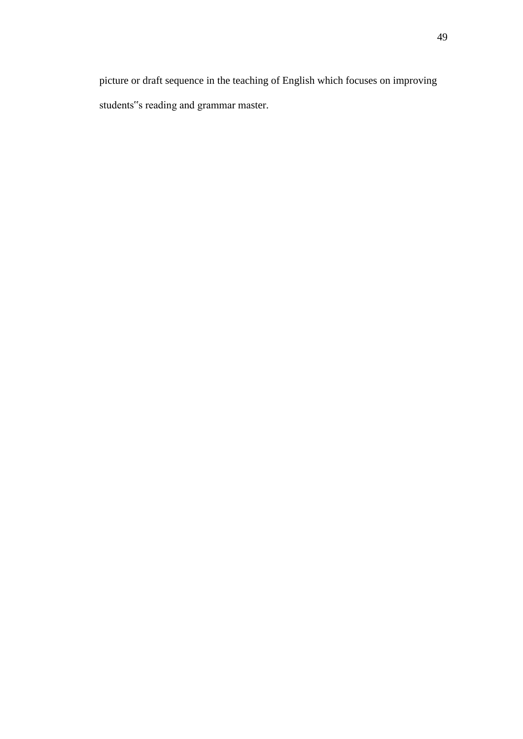picture or draft sequence in the teaching of English which focuses on improving students"s reading and grammar master.